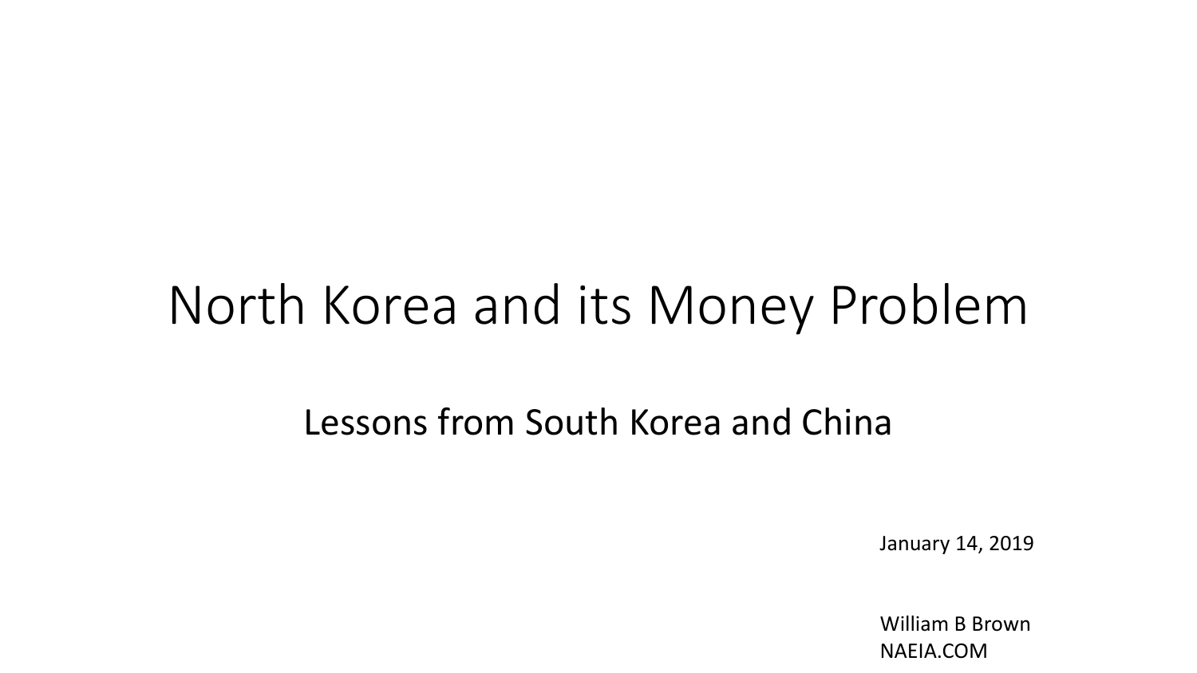# North Korea and its Money Problem

## Lessons from South Korea and China

January 14, 2019

William B Brown
NAEIA.COM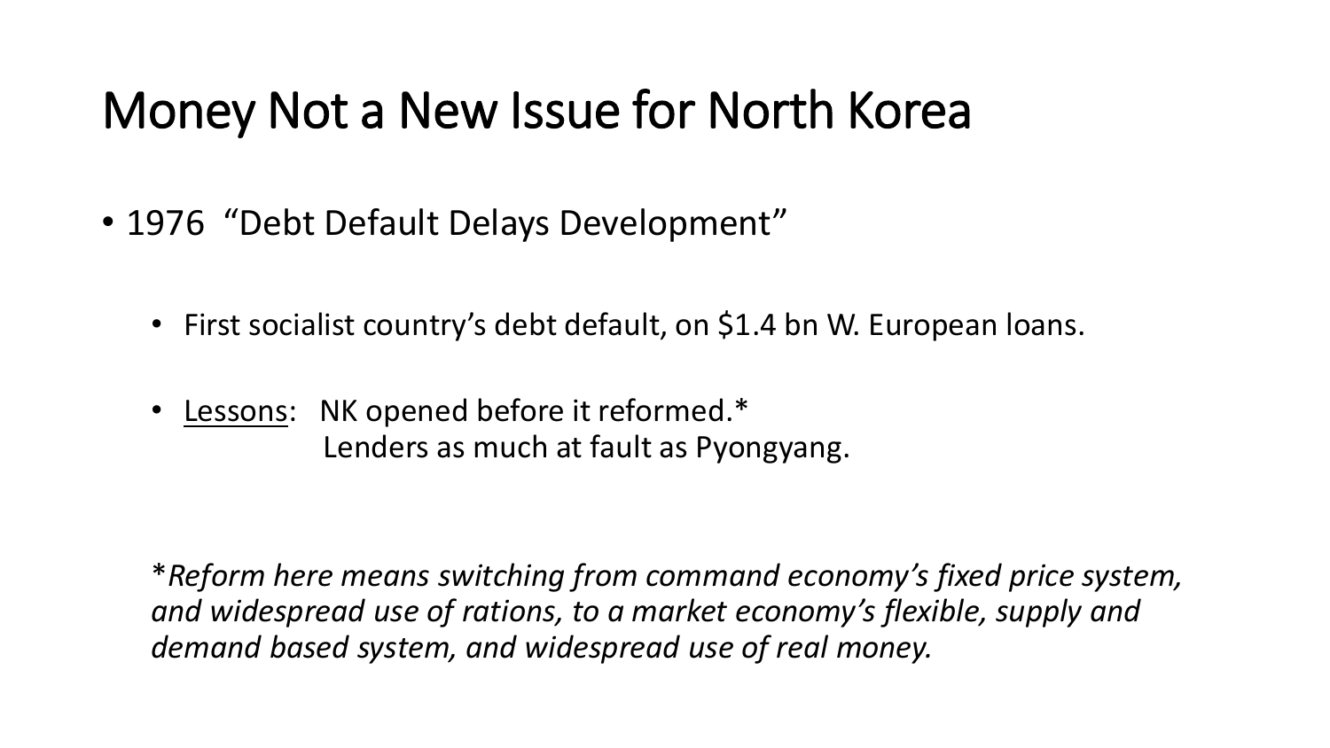# Money Not a New Issue for North Korea

- 1976 "Debt Default Delays Development"

  - First socialist country's debt default, on $1.4 bn W. European loans.

  - Lessons: NK opened before it reformed.*
    Lenders as much at fault as Pyongyang.

*\*Reform here means switching from command economy's fixed price system, and widespread use of rations, to a market economy's flexible, supply and demand based system, and widespread use of real money.*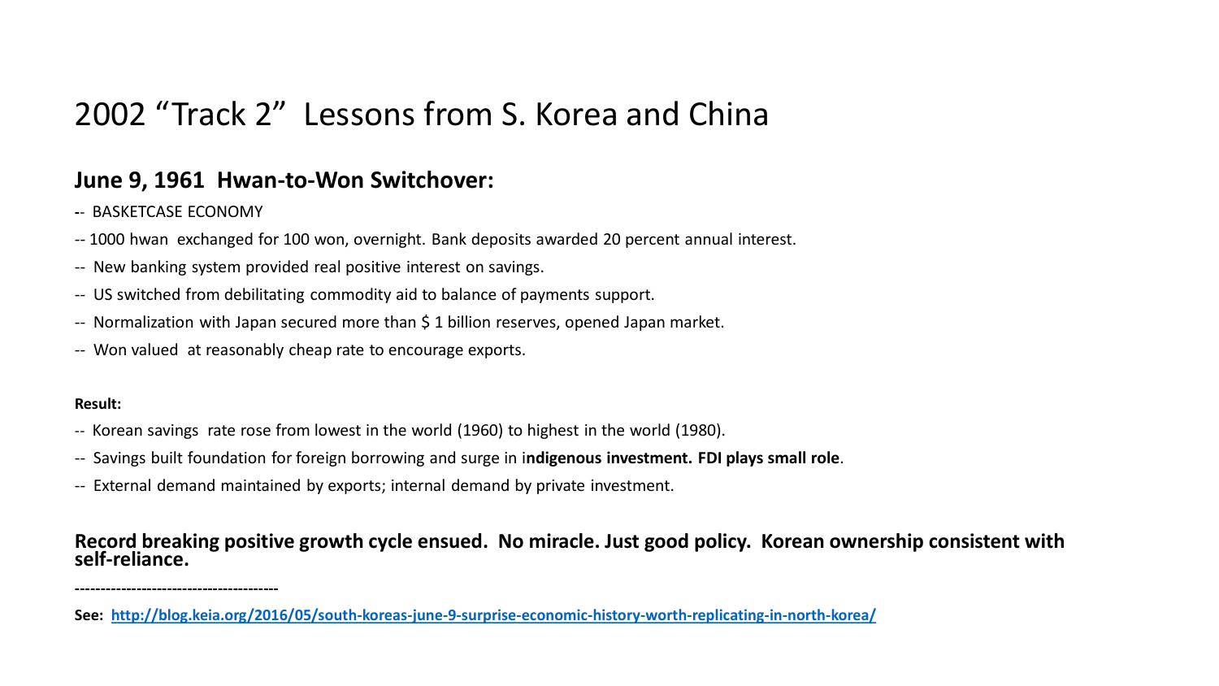# 2002 “Track 2” Lessons from S. Korea and China

## June 9, 1961 Hwan-to-Won Switchover:

-- BASKETCASE ECONOMY

-- 1000 hwan exchanged for 100 won, overnight. Bank deposits awarded 20 percent annual interest.

-- New banking system provided real positive interest on savings.

-- US switched from debilitating commodity aid to balance of payments support.

-- Normalization with Japan secured more than $ 1 billion reserves, opened Japan market.

-- Won valued at reasonably cheap rate to encourage exports.

**Result:**

-- Korean savings rate rose from lowest in the world (1960) to highest in the world (1980).

-- Savings built foundation for foreign borrowing and surge in i**ndigenous investment. FDI plays small role**.

-- External demand maintained by exports; internal demand by private investment.

**Record breaking positive growth cycle ensued. No miracle. Just good policy. Korean ownership consistent with self-reliance.**

----------------------------------------

**See: [http://blog.keia.org/2016/05/south-koreas-june-9-surprise-economic-history-worth-replicating-in-north-korea/](http://blog.keia.org/2016/05/south-koreas-june-9-surprise-economic-history-worth-replicating-in-north-korea/)**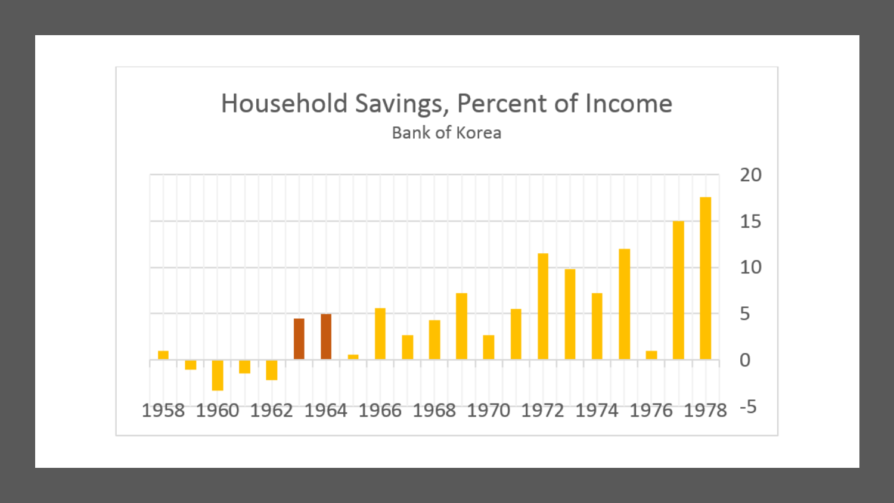# Household Savings, Percent of Income

Bank of Korea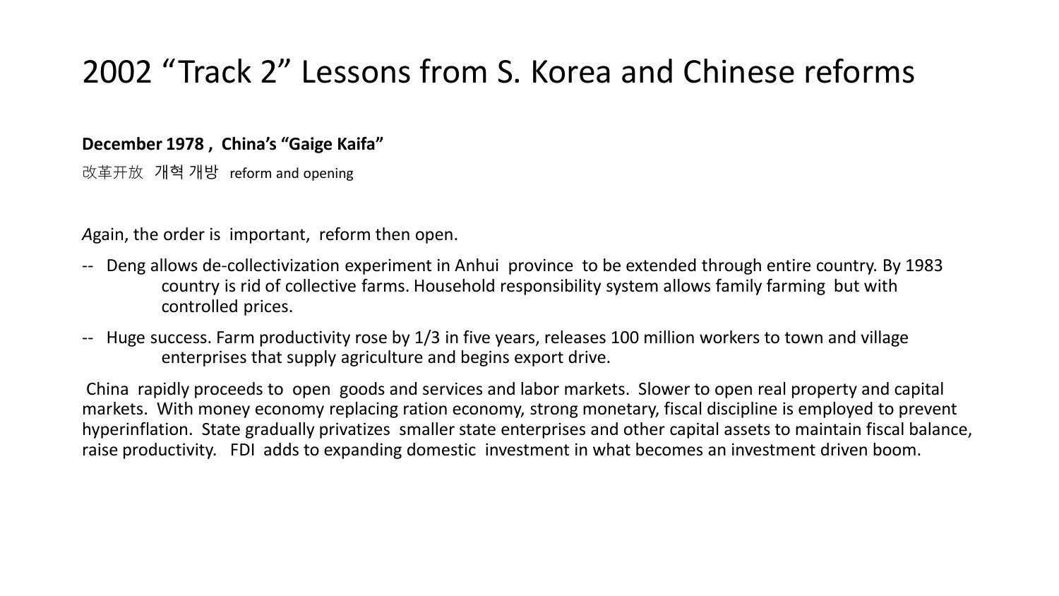# 2002 “Track 2” Lessons from S. Korea and Chinese reforms

**December 1978 , China’s “Gaige Kaifa”**

改革开放 개혁 개방 reform and opening

*A*gain, the order is important, reform then open.

-- Deng allows de-collectivization experiment in Anhui province to be extended through entire country. By 1983 country is rid of collective farms. Household responsibility system allows family farming but with controlled prices.

-- Huge success. Farm productivity rose by 1/3 in five years, releases 100 million workers to town and village enterprises that supply agriculture and begins export drive.

China rapidly proceeds to open goods and services and labor markets. Slower to open real property and capital markets. With money economy replacing ration economy, strong monetary, fiscal discipline is employed to prevent hyperinflation. State gradually privatizes smaller state enterprises and other capital assets to maintain fiscal balance, raise productivity. FDI adds to expanding domestic investment in what becomes an investment driven boom.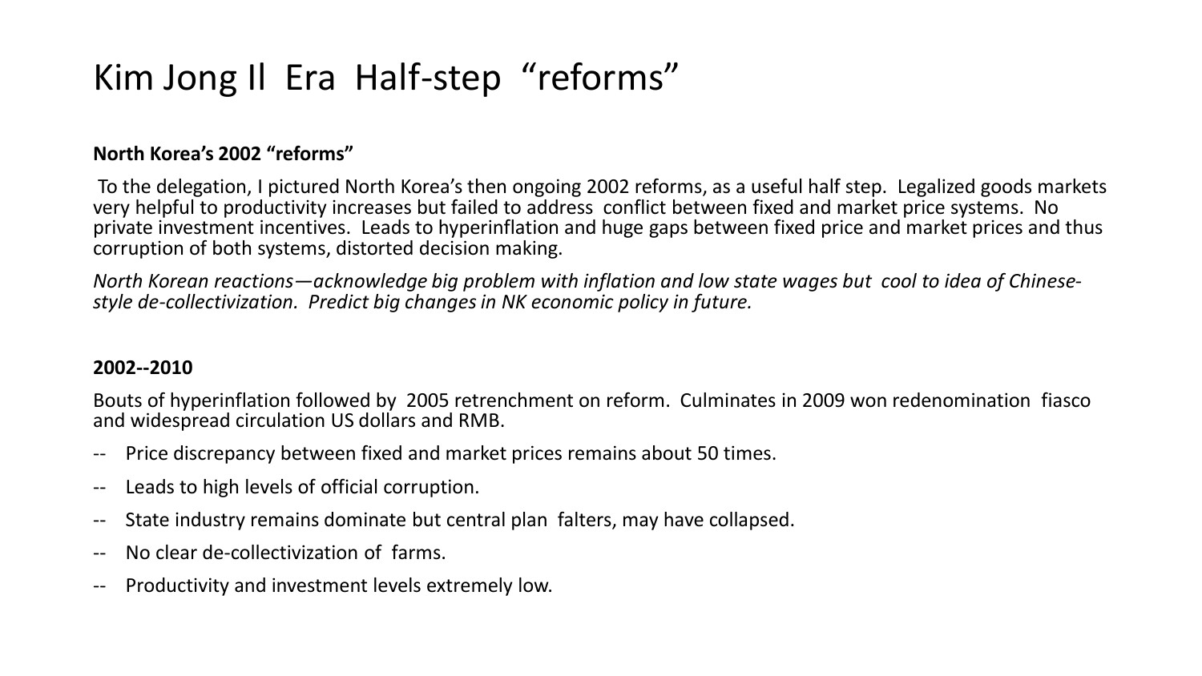# Kim Jong Il Era Half-step "reforms"

**North Korea's 2002 "reforms"**

To the delegation, I pictured North Korea's then ongoing 2002 reforms, as a useful half step. Legalized goods markets very helpful to productivity increases but failed to address conflict between fixed and market price systems. No private investment incentives. Leads to hyperinflation and huge gaps between fixed price and market prices and thus corruption of both systems, distorted decision making.

*North Korean reactions—acknowledge big problem with inflation and low state wages but cool to idea of Chinese-style de-collectivization. Predict big changes in NK economic policy in future.*

**2002--2010**

Bouts of hyperinflation followed by 2005 retrenchment on reform. Culminates in 2009 won redenomination fiasco and widespread circulation US dollars and RMB.

- Price discrepancy between fixed and market prices remains about 50 times.
- Leads to high levels of official corruption.
- State industry remains dominate but central plan falters, may have collapsed.
- No clear de-collectivization of farms.
- Productivity and investment levels extremely low.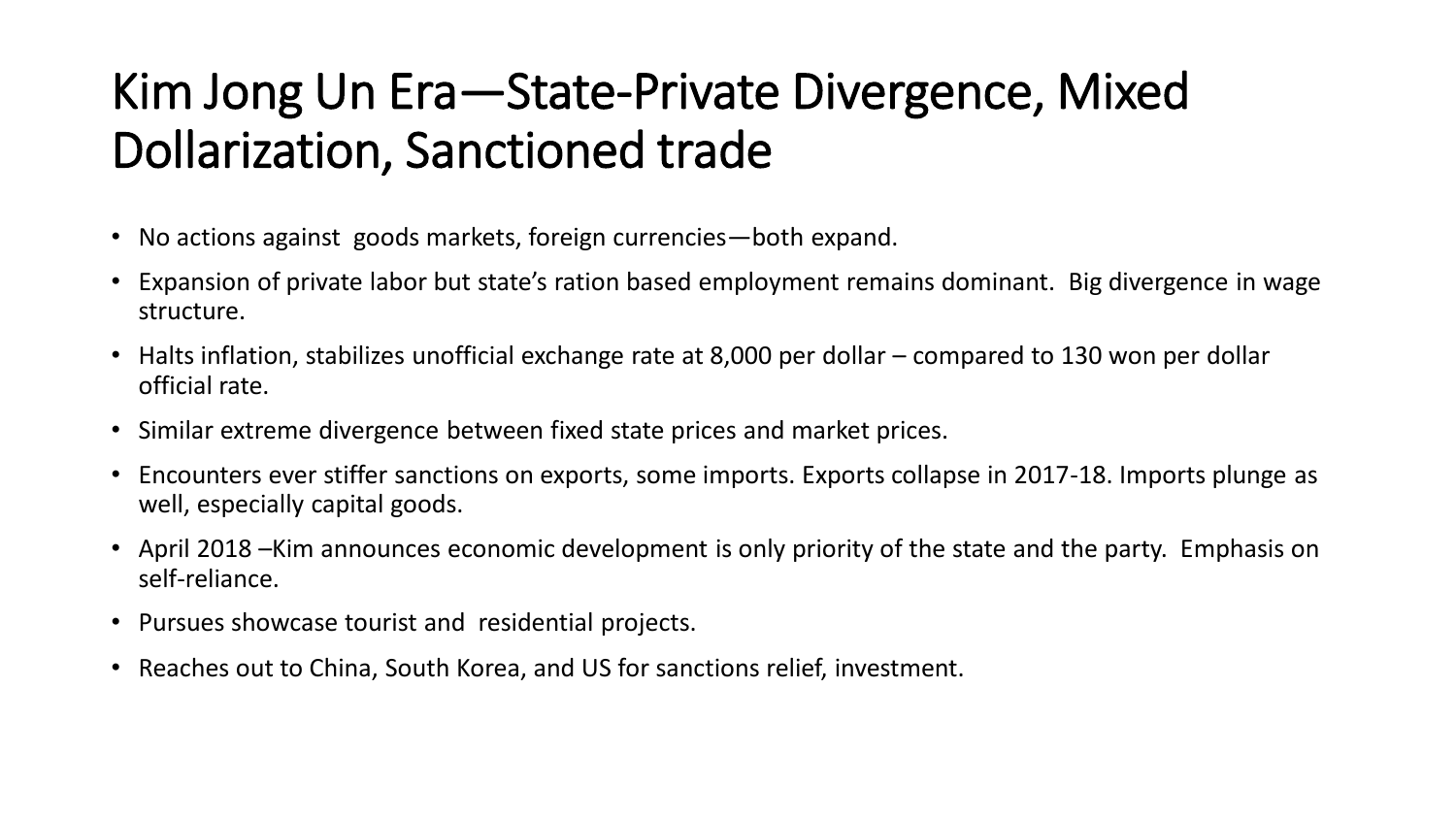# Kim Jong Un Era—State-Private Divergence, Mixed Dollarization, Sanctioned trade

- No actions against goods markets, foreign currencies—both expand.
- Expansion of private labor but state's ration based employment remains dominant. Big divergence in wage structure.
- Halts inflation, stabilizes unofficial exchange rate at 8,000 per dollar – compared to 130 won per dollar official rate.
- Similar extreme divergence between fixed state prices and market prices.
- Encounters ever stiffer sanctions on exports, some imports. Exports collapse in 2017-18. Imports plunge as well, especially capital goods.
- April 2018 –Kim announces economic development is only priority of the state and the party. Emphasis on self-reliance.
- Pursues showcase tourist and residential projects.
- Reaches out to China, South Korea, and US for sanctions relief, investment.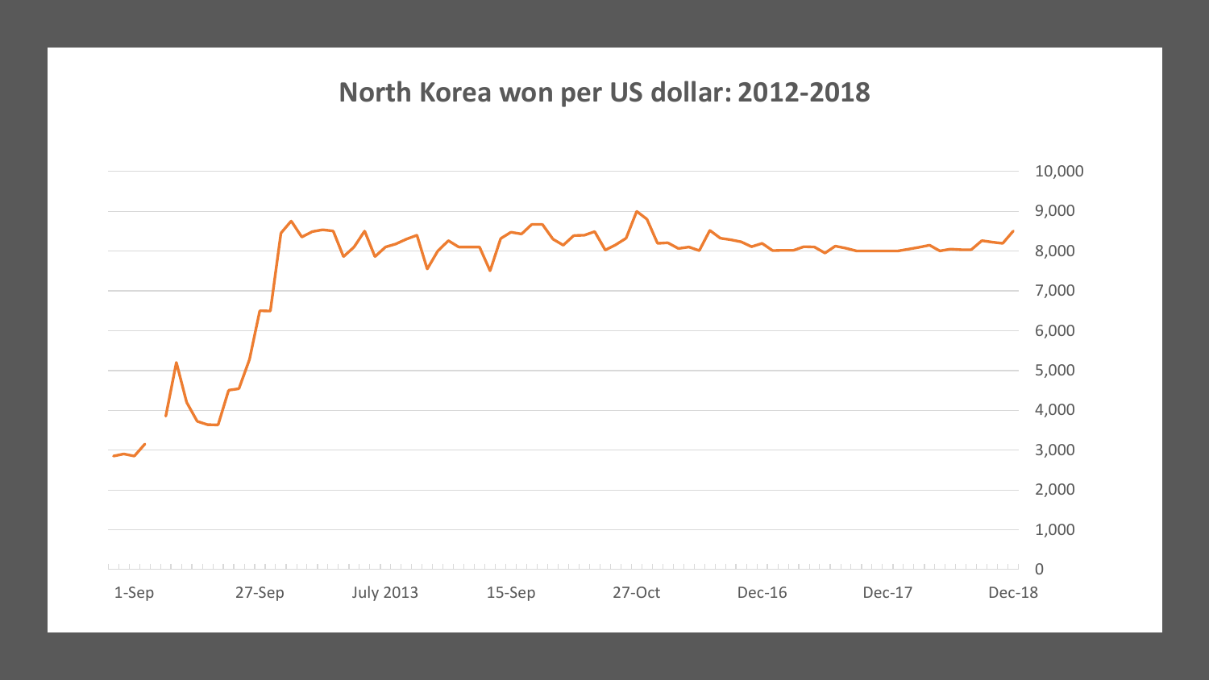## North Korea won per US dollar: 2012-2018

10,000
9,000
8,000
7,000
6,000
5,000
4,000
3,000
2,000
1,000
0

1-Sep 27-Sep July 2013 15-Sep 27-Oct Dec-16 Dec-17 Dec-18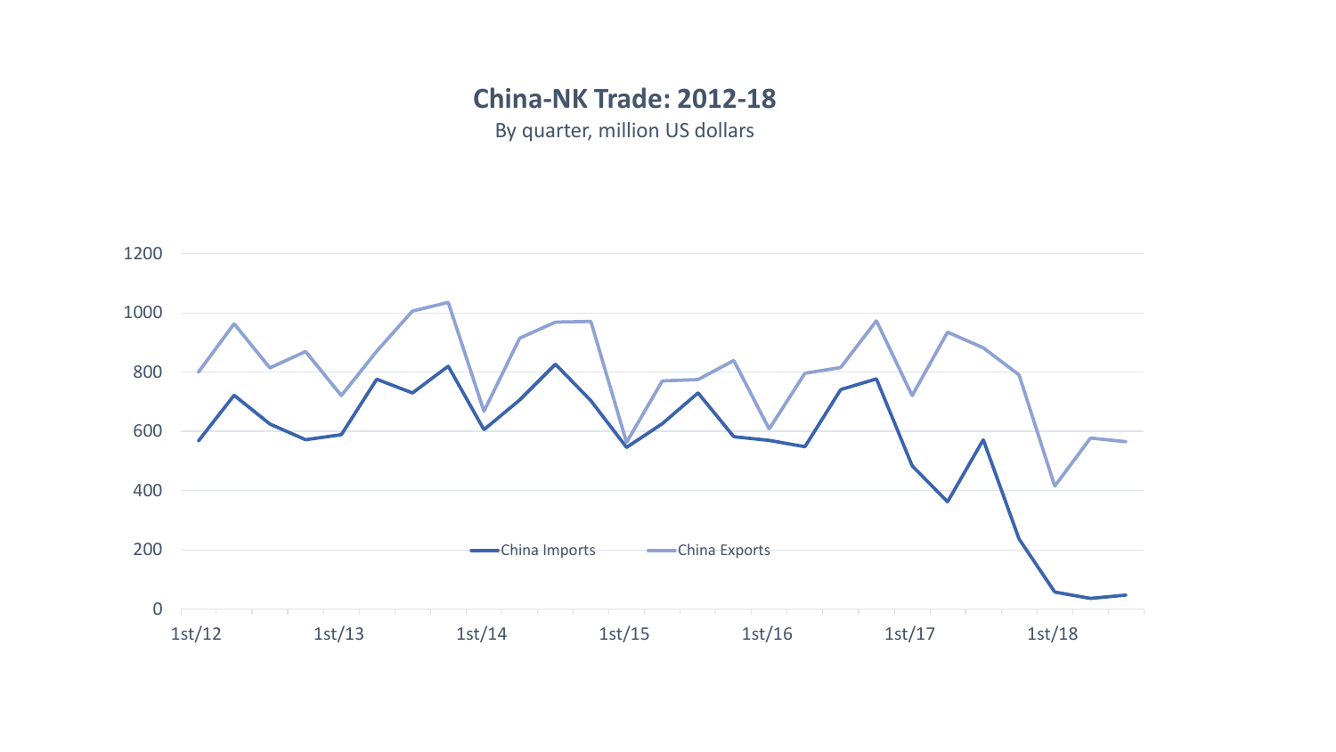**China-NK Trade: 2012-18**

By quarter, million US dollars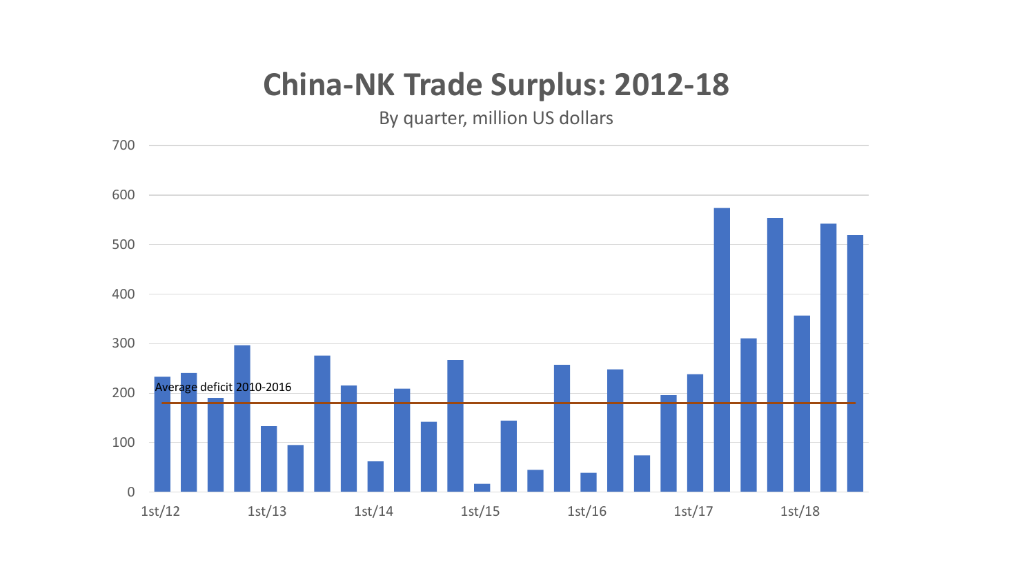# China-NK Trade Surplus: 2012-18

By quarter, million US dollars

Average deficit 2010-2016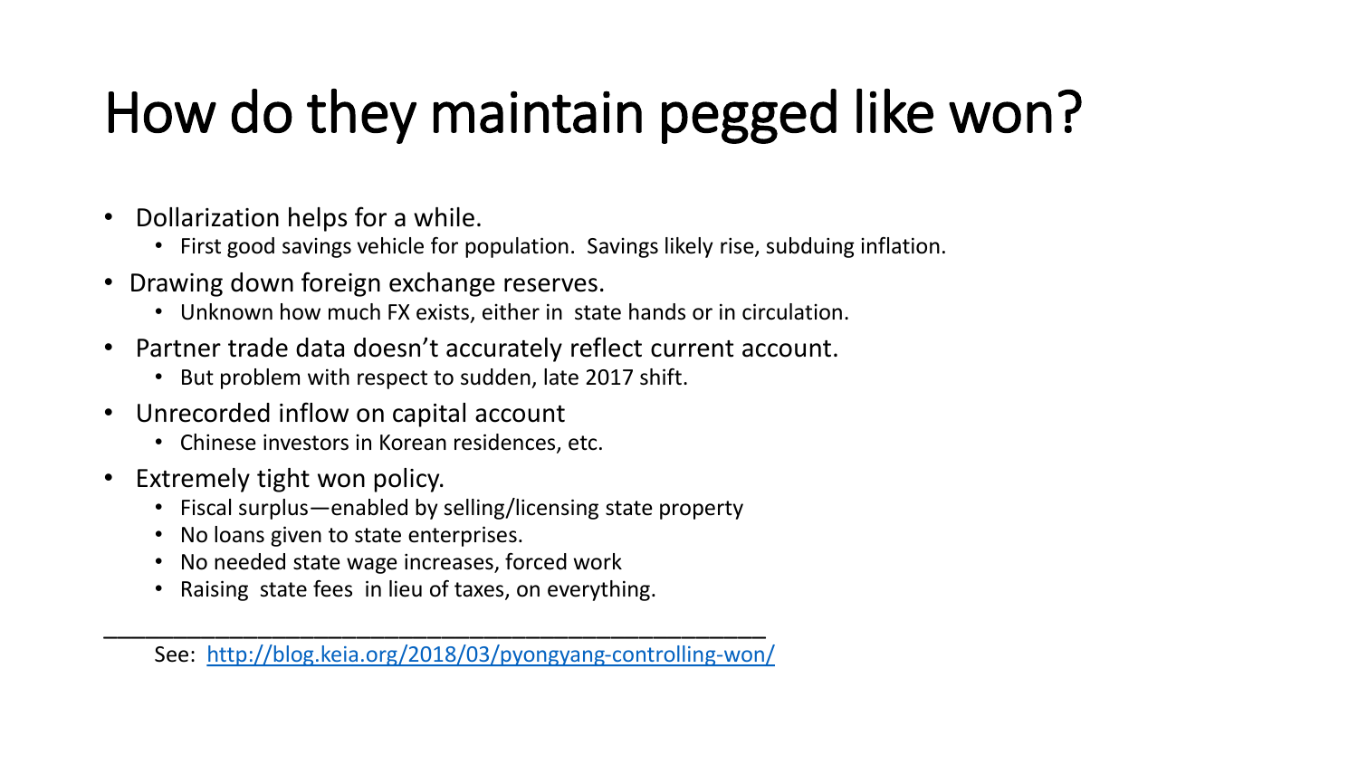# How do they maintain pegged like won?

- Dollarization helps for a while.
  - First good savings vehicle for population. Savings likely rise, subduing inflation.
- Drawing down foreign exchange reserves.
  - Unknown how much FX exists, either in state hands or in circulation.
- Partner trade data doesn't accurately reflect current account.
  - But problem with respect to sudden, late 2017 shift.
- Unrecorded inflow on capital account
  - Chinese investors in Korean residences, etc.
- Extremely tight won policy.
  - Fiscal surplus—enabled by selling/licensing state property
  - No loans given to state enterprises.
  - No needed state wage increases, forced work
  - Raising state fees in lieu of taxes, on everything.

---

See: [http://blog.keia.org/2018/03/pyongyang-controlling-won/](http://blog.keia.org/2018/03/pyongyang-controlling-won/)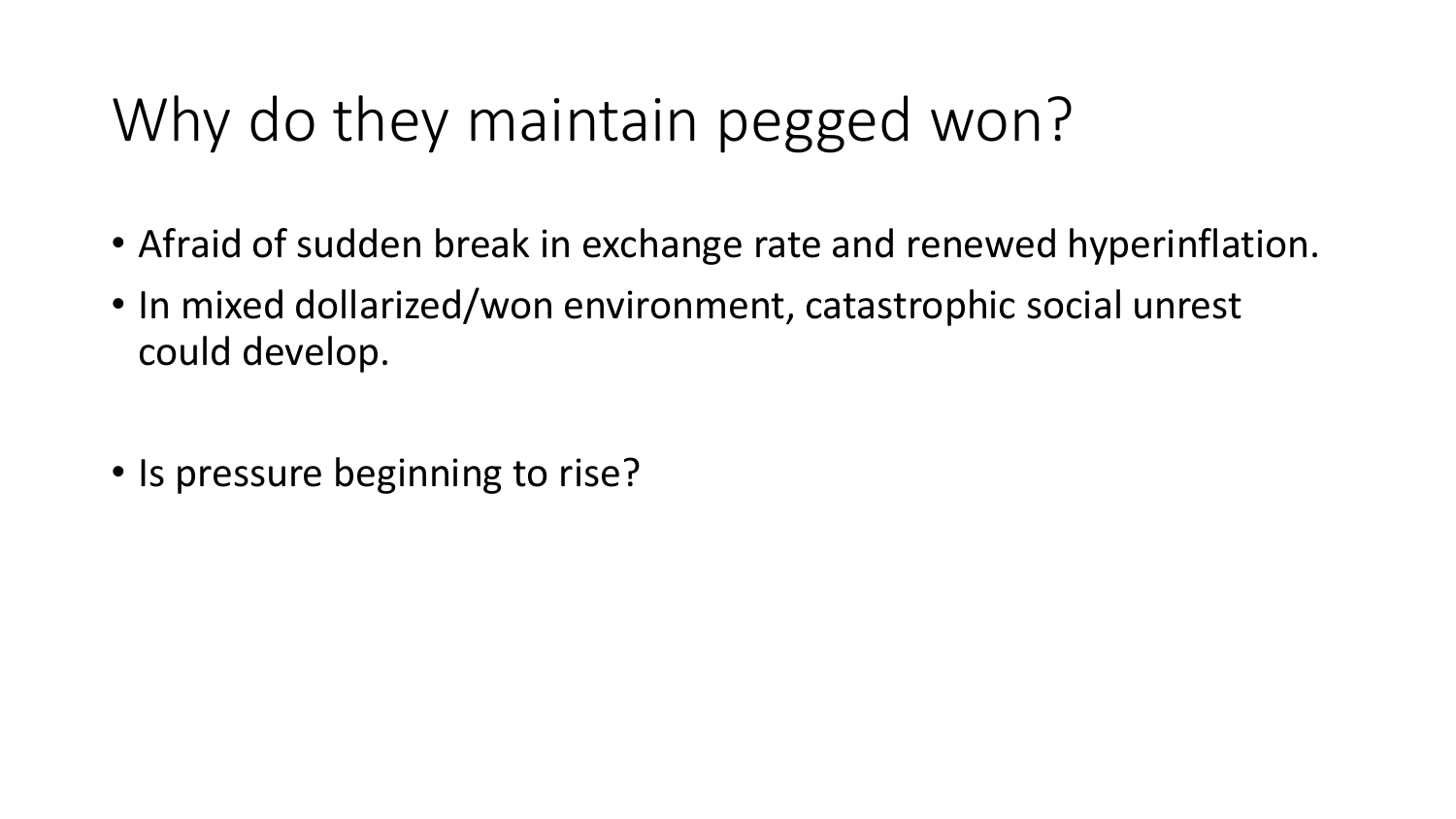# Why do they maintain pegged won?

- Afraid of sudden break in exchange rate and renewed hyperinflation.
- In mixed dollarized/won environment, catastrophic social unrest could develop.

- Is pressure beginning to rise?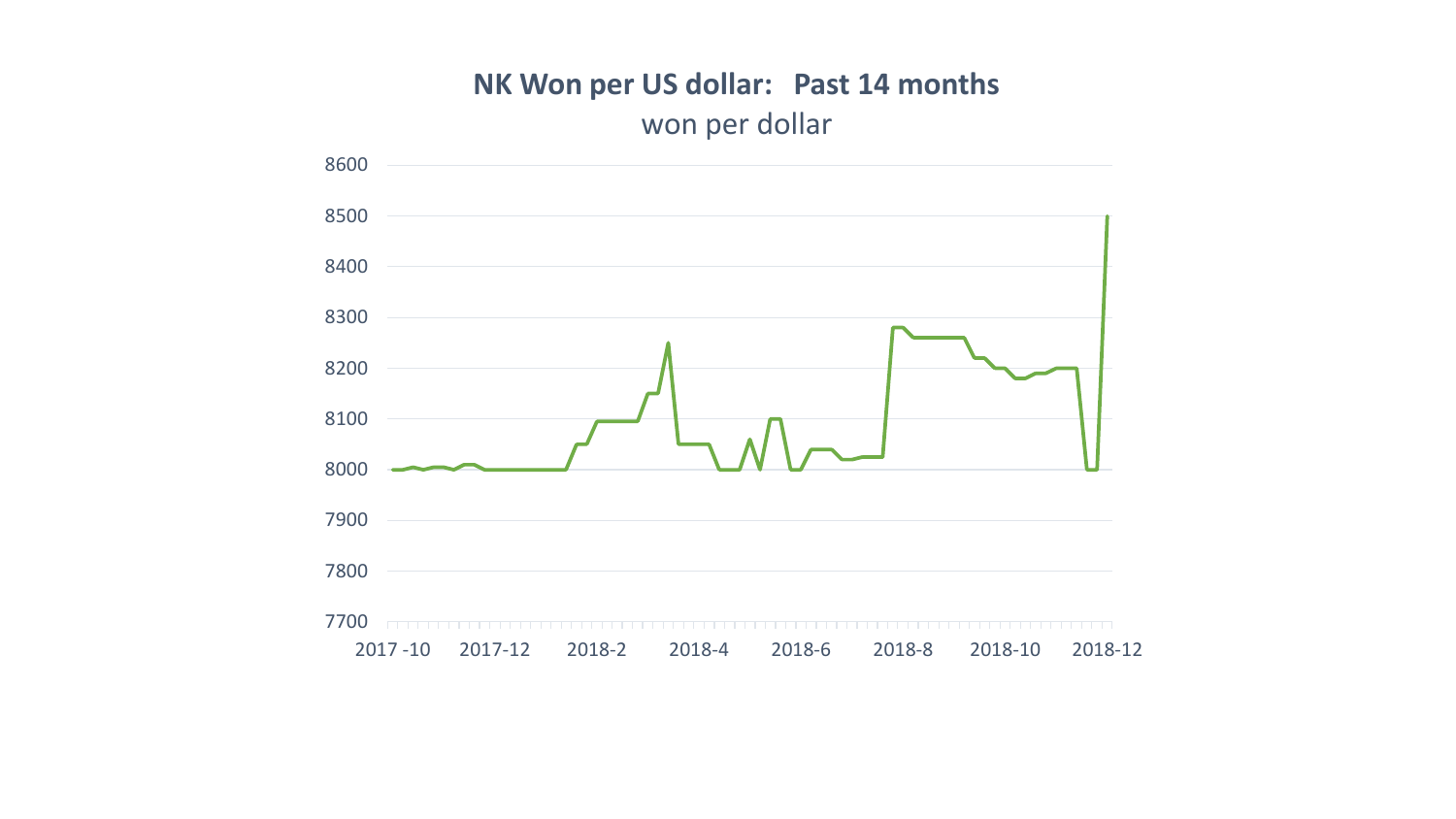# NK Won per US dollar: Past 14 months

won per dollar

8600
8500
8400
8300
8200
8100
8000
7900
7800
7700

2017 -10 | 2017-12 | 2018-2 | 2018-4 | 2018-6 | 2018-8 | 2018-10 | 2018-12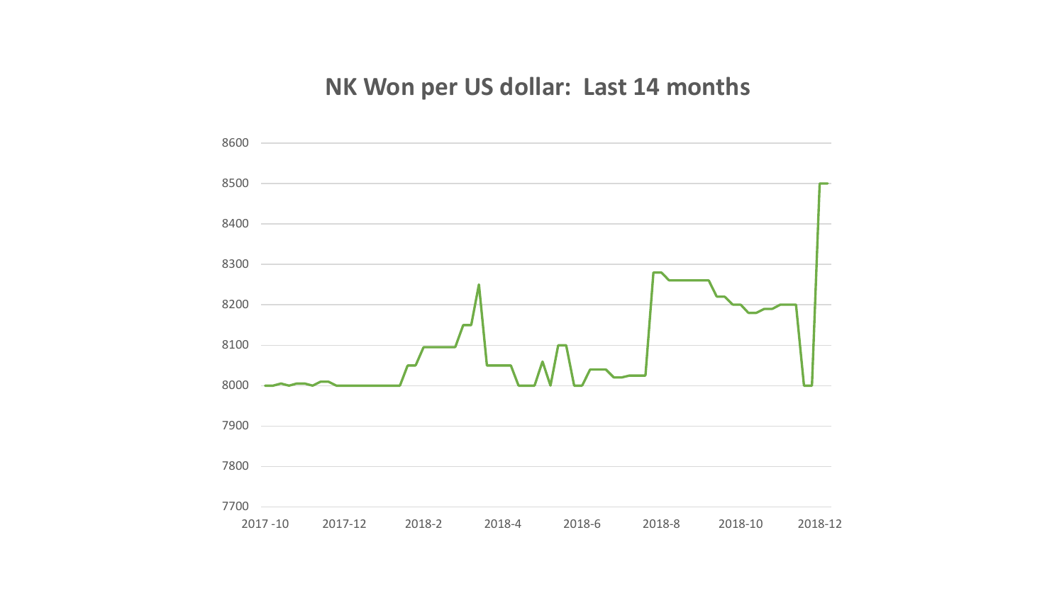# NK Won per US dollar: Last 14 months

8600
8500
8400
8300
8200
8100
8000
7900
7800
7700

2017 -10 | 2017-12 | 2018-2 | 2018-4 | 2018-6 | 2018-8 | 2018-10 | 2018-12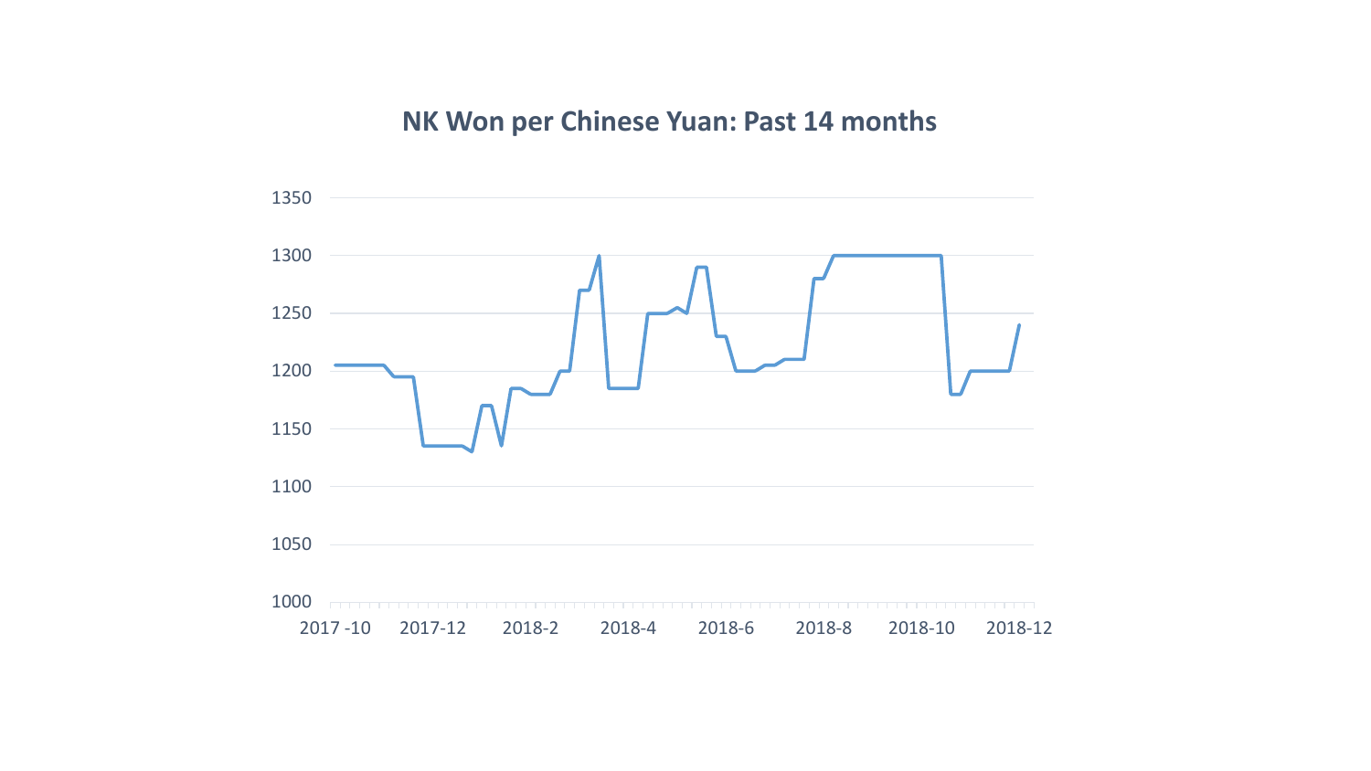# NK Won per Chinese Yuan: Past 14 months

1350
1300
1250
1200
1150
1100
1050
1000

2017 -10 2017-12 2018-2 2018-4 2018-6 2018-8 2018-10 2018-12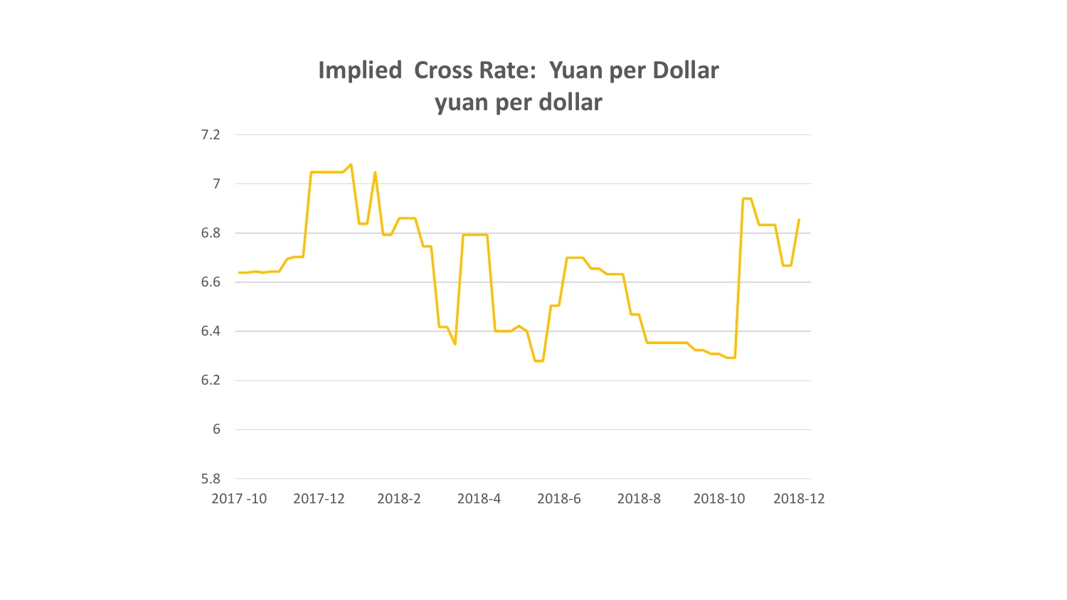# Implied Cross Rate: Yuan per Dollar
## yuan per dollar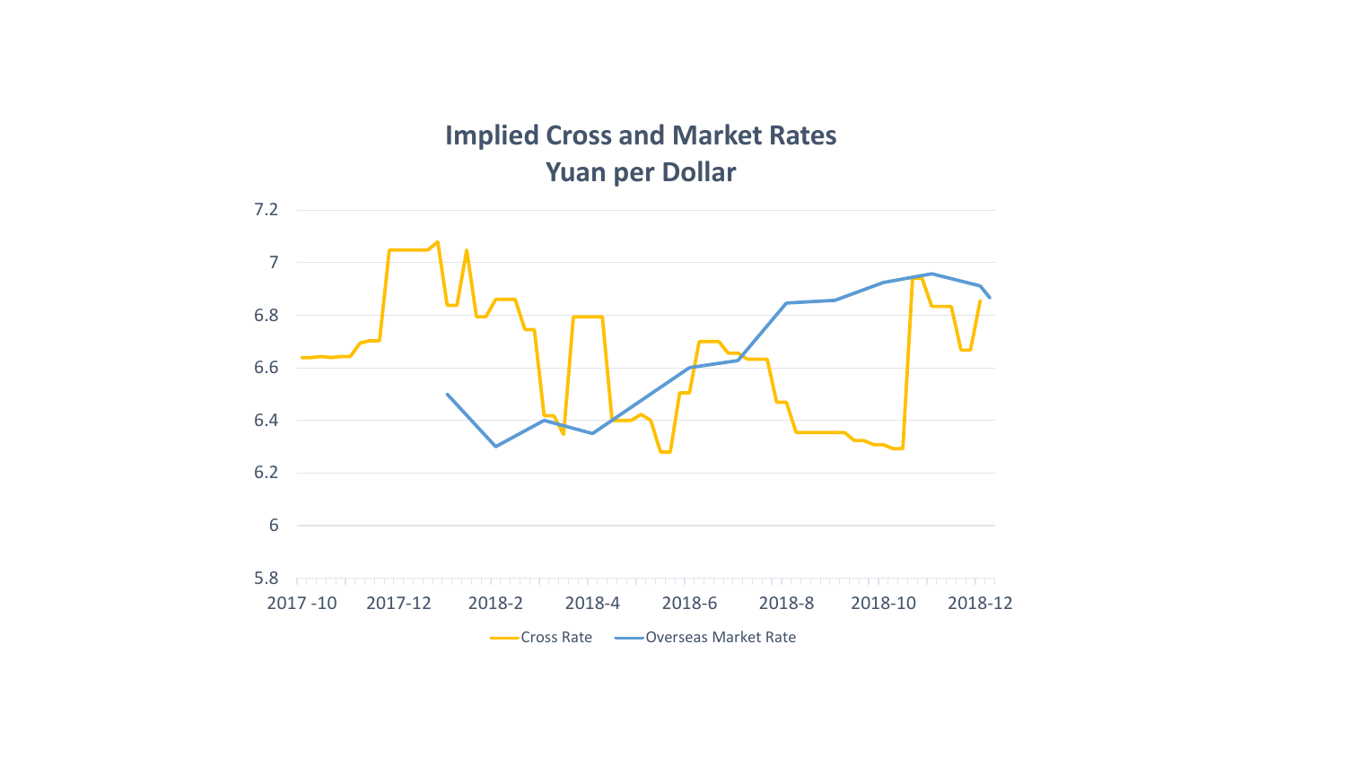## Implied Cross and Market Rates
## Yuan per Dollar

7.2
7
6.8
6.6
6.4
6.2
6
5.8

2017 -10 | 2017-12 | 2018-2 | 2018-4 | 2018-6 | 2018-8 | 2018-10 | 2018-12

Cross Rate — Overseas Market Rate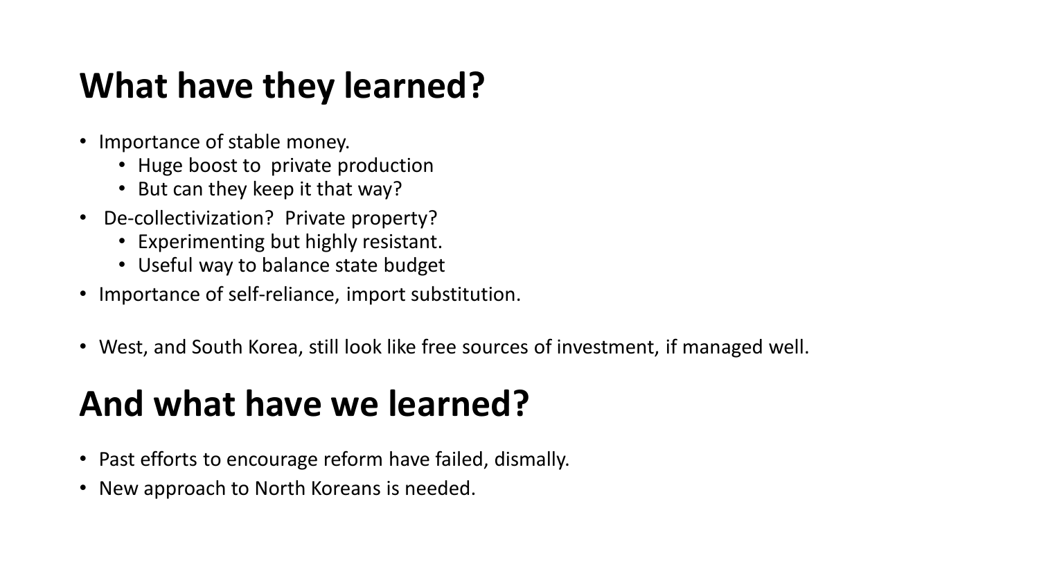# What have they learned?

- Importance of stable money.
  - Huge boost to  private production
  - But can they keep it that way?
- De-collectivization?  Private property?
  - Experimenting but highly resistant.
  - Useful way to balance state budget
- Importance of self-reliance, import substitution.

- West, and South Korea, still look like free sources of investment, if managed well.

# And what have we learned?

- Past efforts to encourage reform have failed, dismally.
- New approach to North Koreans is needed.